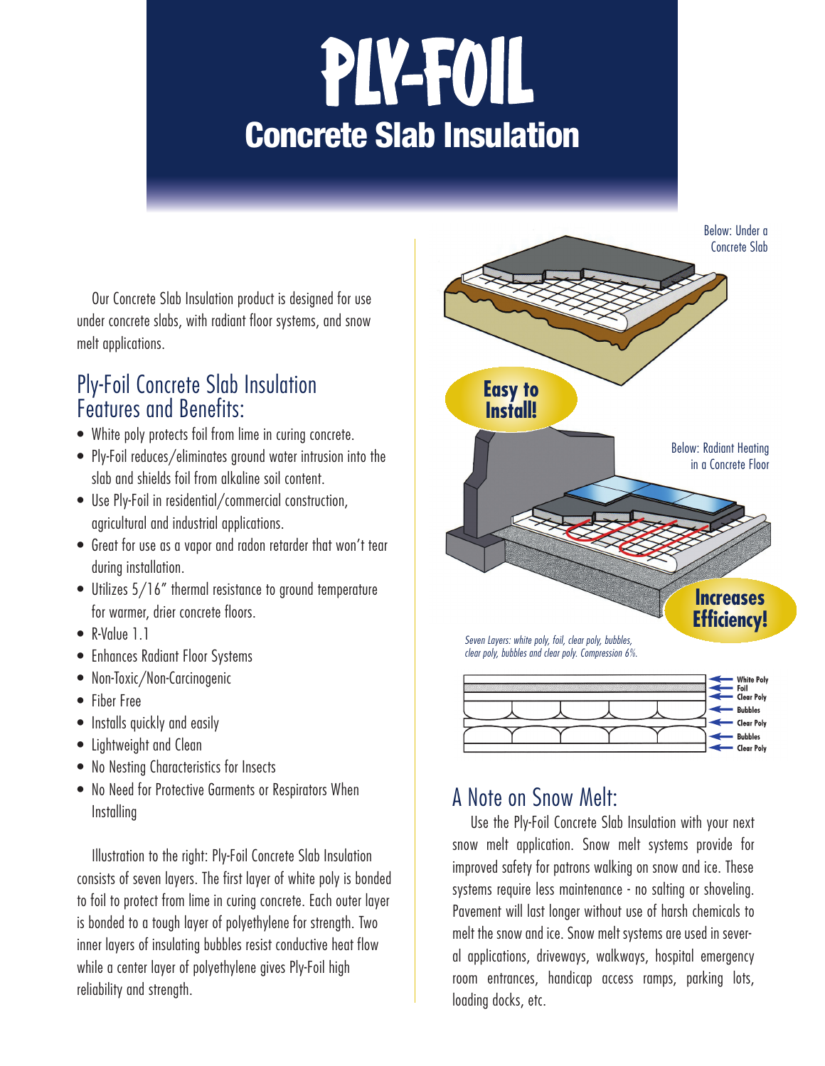# PLY-FOIL

## Concrete Slab Insulation

Our Concrete Slab Insulation product is designed for use under concrete slabs, with radiant floor systems, and snow melt applications.

## Ply-Foil Concrete Slab Insulation Features and Benefits:

- White poly protects foil from lime in curing concrete.
- Ply-Foil reduces/eliminates ground water intrusion into the slab and shields foil from alkaline soil content.
- Use Ply-Foil in residential/commercial construction, agricultural and industrial applications.
- Great for use as a vapor and radon retarder that won't tear during installation.
- Utilizes 5/16" thermal resistance to ground temperature for warmer, drier concrete floors.
- R-Value 1.1
- Enhances Radiant Floor Systems
- Non-Toxic/Non-Carcinogenic
- Fiber Free
- Installs quickly and easily
- Lightweight and Clean
- No Nesting Characteristics for Insects
- No Need for Protective Garments or Respirators When Installing

Illustration to the right: Ply-Foil Concrete Slab Insulation consists of seven layers. The first layer of white poly is bonded to foil to protect from lime in curing concrete. Each outer layer is bonded to a tough layer of polyethylene for strength. Two inner layers of insulating bubbles resist conductive heat flow while a center layer of polyethylene gives Ply-Foil high reliability and strength.

Below: Under a Concrete Slab

Easy to Install!

Below: Radiant Heating in a Concrete Floor

Increases Efficiency!

*Seven Layers: white poly, foil, clear poly, bubbles, clear poly, bubbles and clear poly. Compression 6%.*

White Poly
Foil
Clear Poly
Bubbles
Clear Poly
Bubbles
Clear Poly

## A Note on Snow Melt:

Use the Ply-Foil Concrete Slab Insulation with your next snow melt application. Snow melt systems provide for improved safety for patrons walking on snow and ice. These systems require less maintenance - no salting or shoveling. Pavement will last longer without use of harsh chemicals to melt the snow and ice. Snow melt systems are used in several applications, driveways, walkways, hospital emergency room entrances, handicap access ramps, parking lots, loading docks, etc.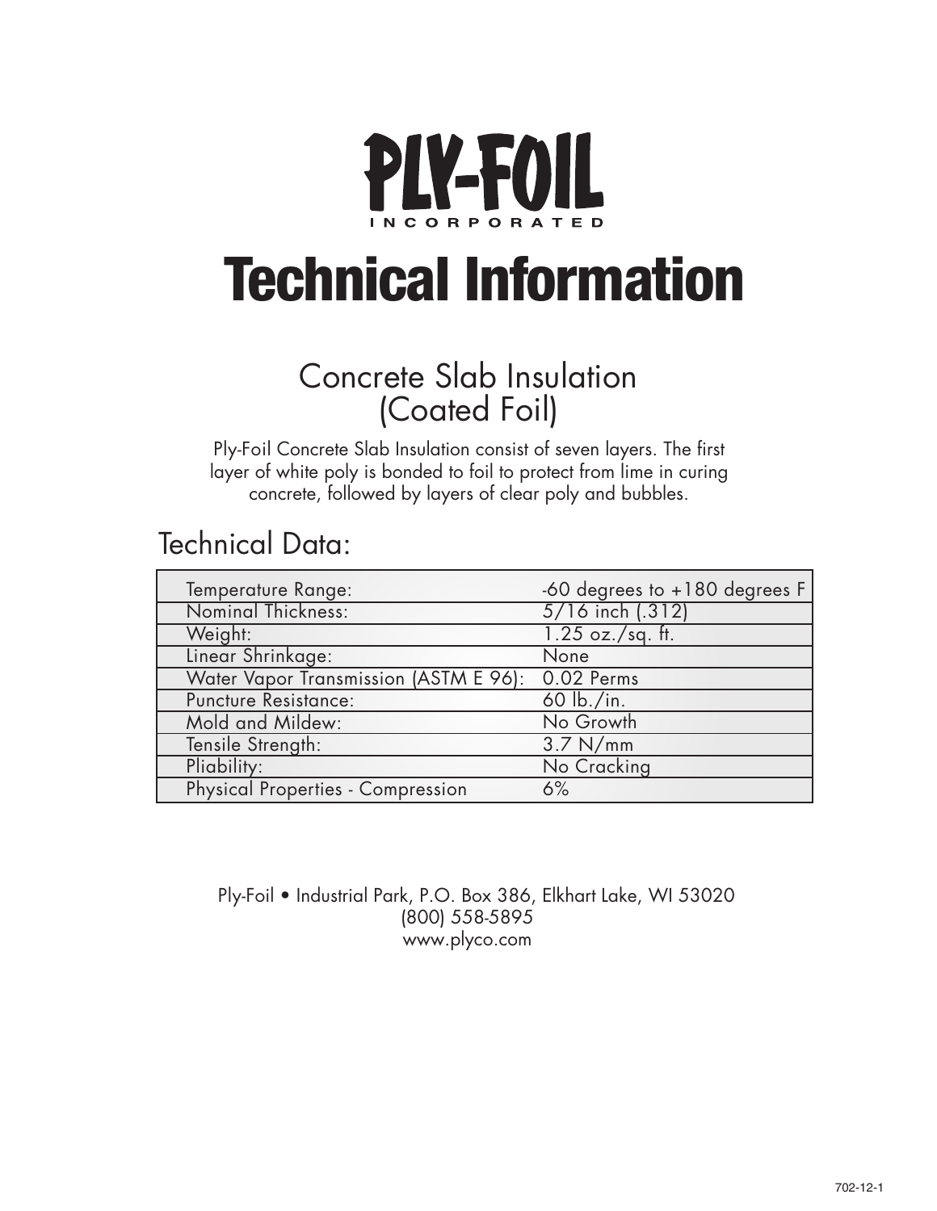# PLY-FOIL

INCORPORATED

# Technical Information

## Concrete Slab Insulation (Coated Foil)

Ply-Foil Concrete Slab Insulation consist of seven layers. The first layer of white poly is bonded to foil to protect from lime in curing concrete, followed by layers of clear poly and bubbles.

## Technical Data:

| | |
|---|---|
| Temperature Range: | -60 degrees to +180 degrees F |
| Nominal Thickness: | 5/16 inch (.312) |
| Weight: | 1.25 oz./sq. ft. |
| Linear Shrinkage: | None |
| Water Vapor Transmission (ASTM E 96): | 0.02 Perms |
| Puncture Resistance: | 60 lb./in. |
| Mold and Mildew: | No Growth |
| Tensile Strength: | 3.7 N/mm |
| Pliability: | No Cracking |
| Physical Properties - Compression | 6% |

Ply-Foil • Industrial Park, P.O. Box 386, Elkhart Lake, WI 53020
(800) 558-5895
www.plyco.com

702-12-1